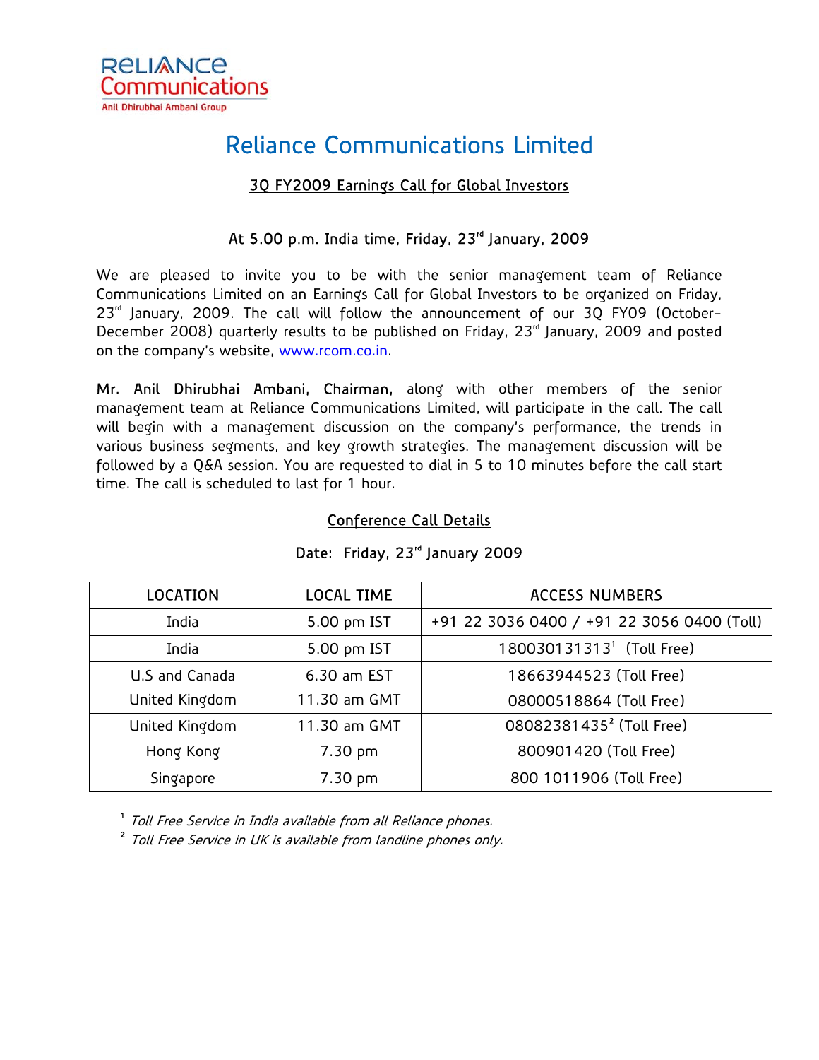Reliance Communications
Anil Dhirubhai Ambani Group

# Reliance Communications Limited

## 3Q FY2009 Earnings Call for Global Investors

### At 5.00 p.m. India time, Friday, 23rd January, 2009

We are pleased to invite you to be with the senior management team of Reliance Communications Limited on an Earnings Call for Global Investors to be organized on Friday, 23rd January, 2009. The call will follow the announcement of our 3Q FY09 (October-December 2008) quarterly results to be published on Friday, 23rd January, 2009 and posted on the company's website, www.rcom.co.in.

Mr. Anil Dhirubhai Ambani, Chairman, along with other members of the senior management team at Reliance Communications Limited, will participate in the call. The call will begin with a management discussion on the company's performance, the trends in various business segments, and key growth strategies. The management discussion will be followed by a Q&A session. You are requested to dial in 5 to 10 minutes before the call start time. The call is scheduled to last for 1 hour.

## Conference Call Details

Date: Friday, 23rd January 2009

| LOCATION | LOCAL TIME | ACCESS NUMBERS |
|---|---|---|
| India | 5.00 pm IST | +91 22 3036 0400 / +91 22 3056 0400 (Toll) |
| India | 5.00 pm IST | 180030131313[1] (Toll Free) |
| U.S and Canada | 6.30 am EST | 18663944523 (Toll Free) |
| United Kingdom | 11.30 am GMT | 08000518864 (Toll Free) |
| United Kingdom | 11.30 am GMT | 08082381435[2] (Toll Free) |
| Hong Kong | 7.30 pm | 800901420 (Toll Free) |
| Singapore | 7.30 pm | 800 1011906 (Toll Free) |

[1] *Toll Free Service in India available from all Reliance phones.*

[2] *Toll Free Service in UK is available from landline phones only.*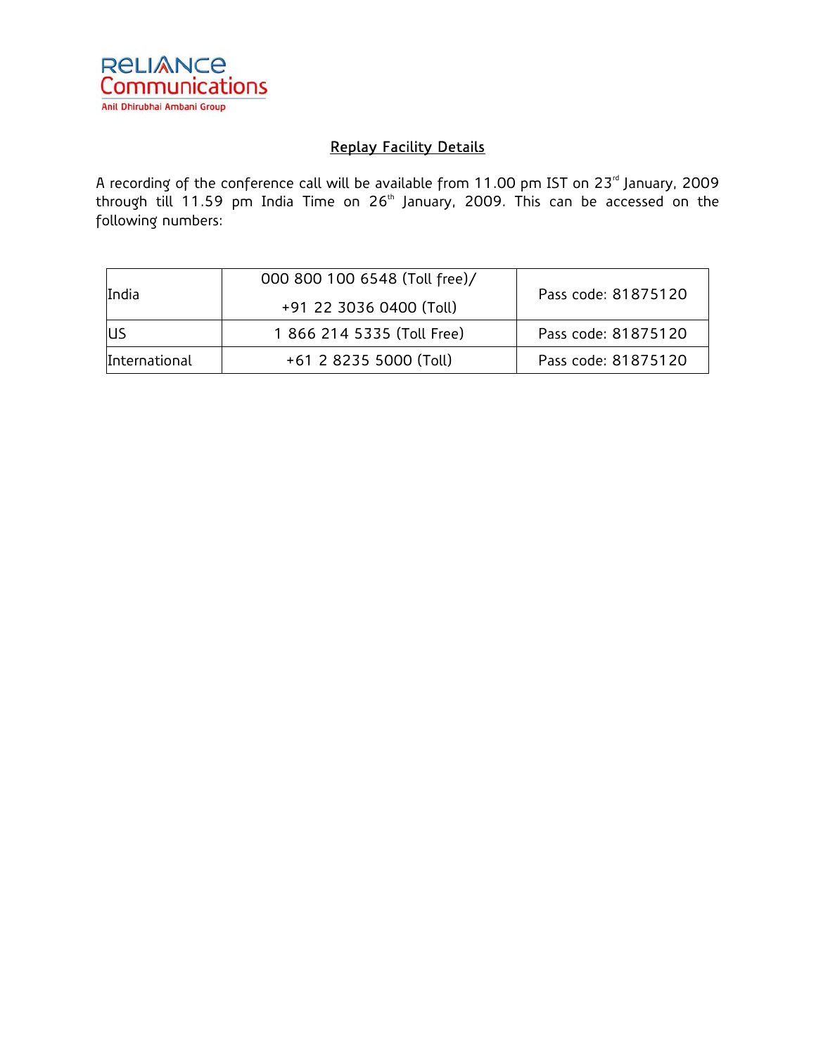RELIANCE Communications
Anil Dhirubhai Ambani Group

## Replay Facility Details

A recording of the conference call will be available from 11.00 pm IST on 23rd January, 2009 through till 11.59 pm India Time on 26th January, 2009. This can be accessed on the following numbers:

| | | |
|---|---|---|
| India | 000 800 100 6548 (Toll free)/ +91 22 3036 0400 (Toll) | Pass code: 81875120 |
| US | 1 866 214 5335 (Toll Free) | Pass code: 81875120 |
| International | +61 2 8235 5000 (Toll) | Pass code: 81875120 |